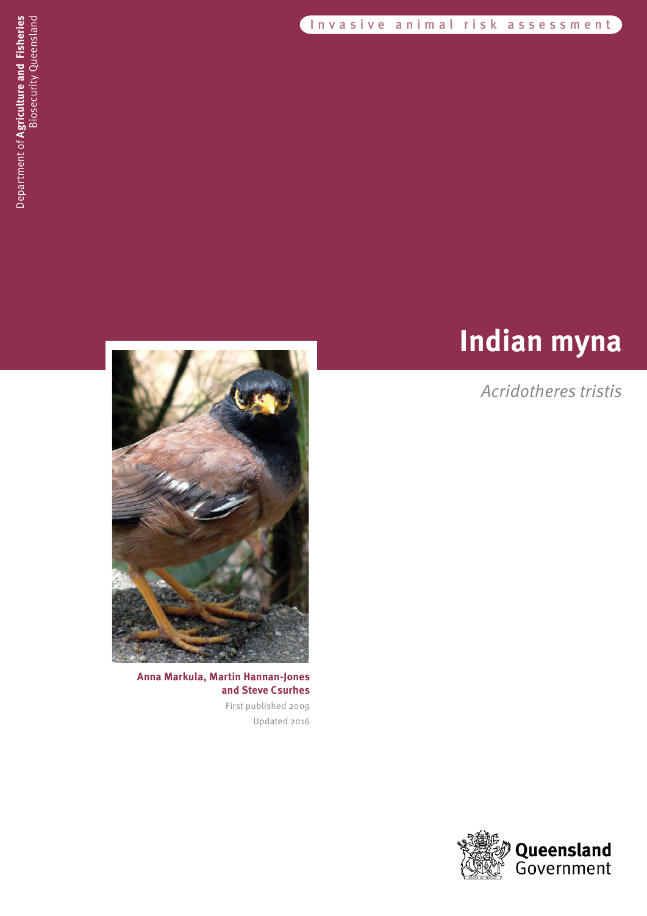Department of **Agriculture and Fisheries**
Biosecurity Queensland

Invasive animal risk assessment

# Indian myna

*Acridotheres tristis*

**Anna Markula, Martin Hannan-Jones and Steve Csurhes**

First published 2009

Updated 2016

Queensland Government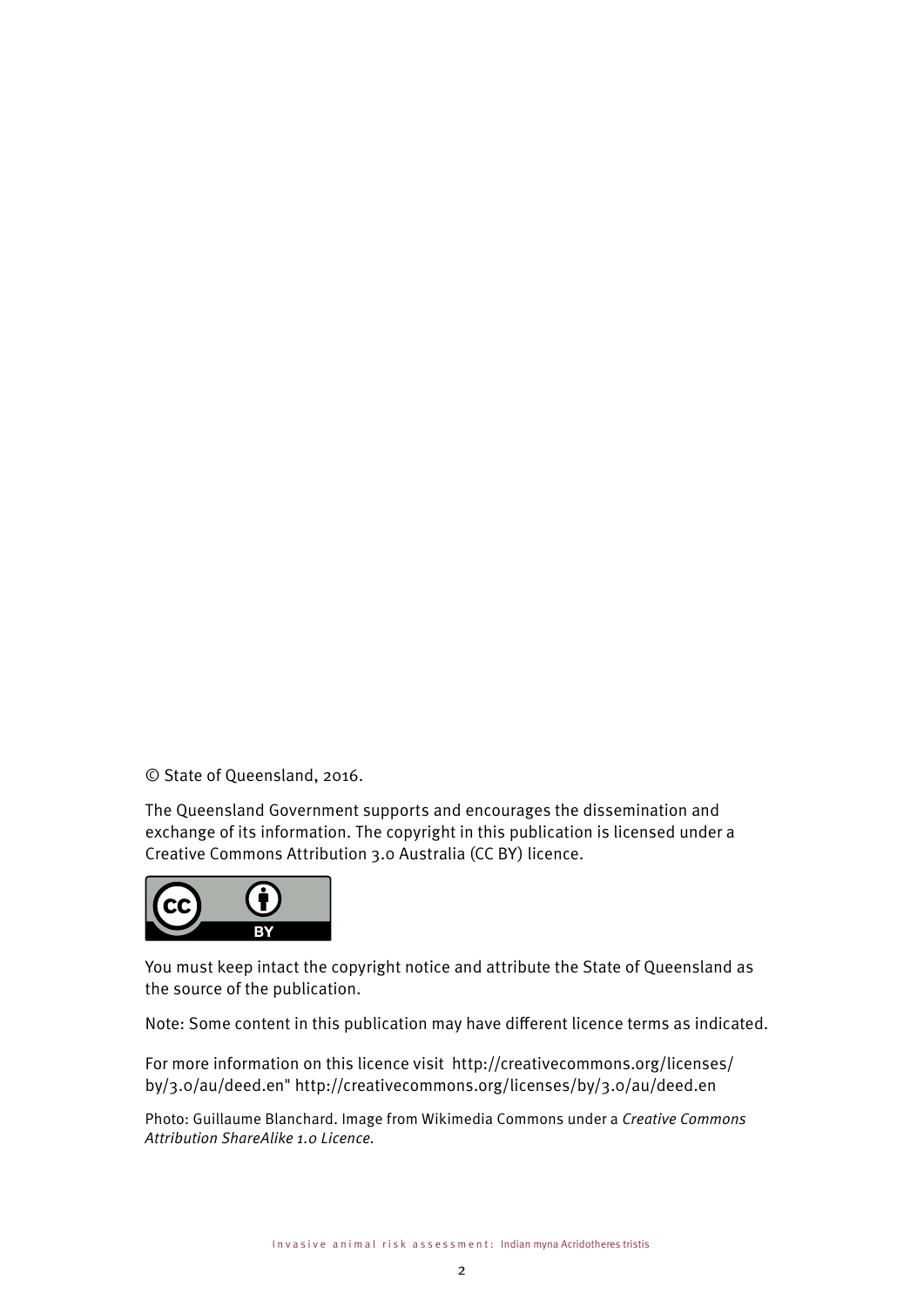© State of Queensland, 2016.

The Queensland Government supports and encourages the dissemination and exchange of its information. The copyright in this publication is licensed under a Creative Commons Attribution 3.0 Australia (CC BY) licence.

You must keep intact the copyright notice and attribute the State of Queensland as the source of the publication.

Note: Some content in this publication may have different licence terms as indicated.

For more information on this licence visit http://creativecommons.org/licenses/by/3.0/au/deed.en" http://creativecommons.org/licenses/by/3.0/au/deed.en

Photo: Guillaume Blanchard. Image from Wikimedia Commons under a *Creative Commons Attribution ShareAlike 1.0 Licence.*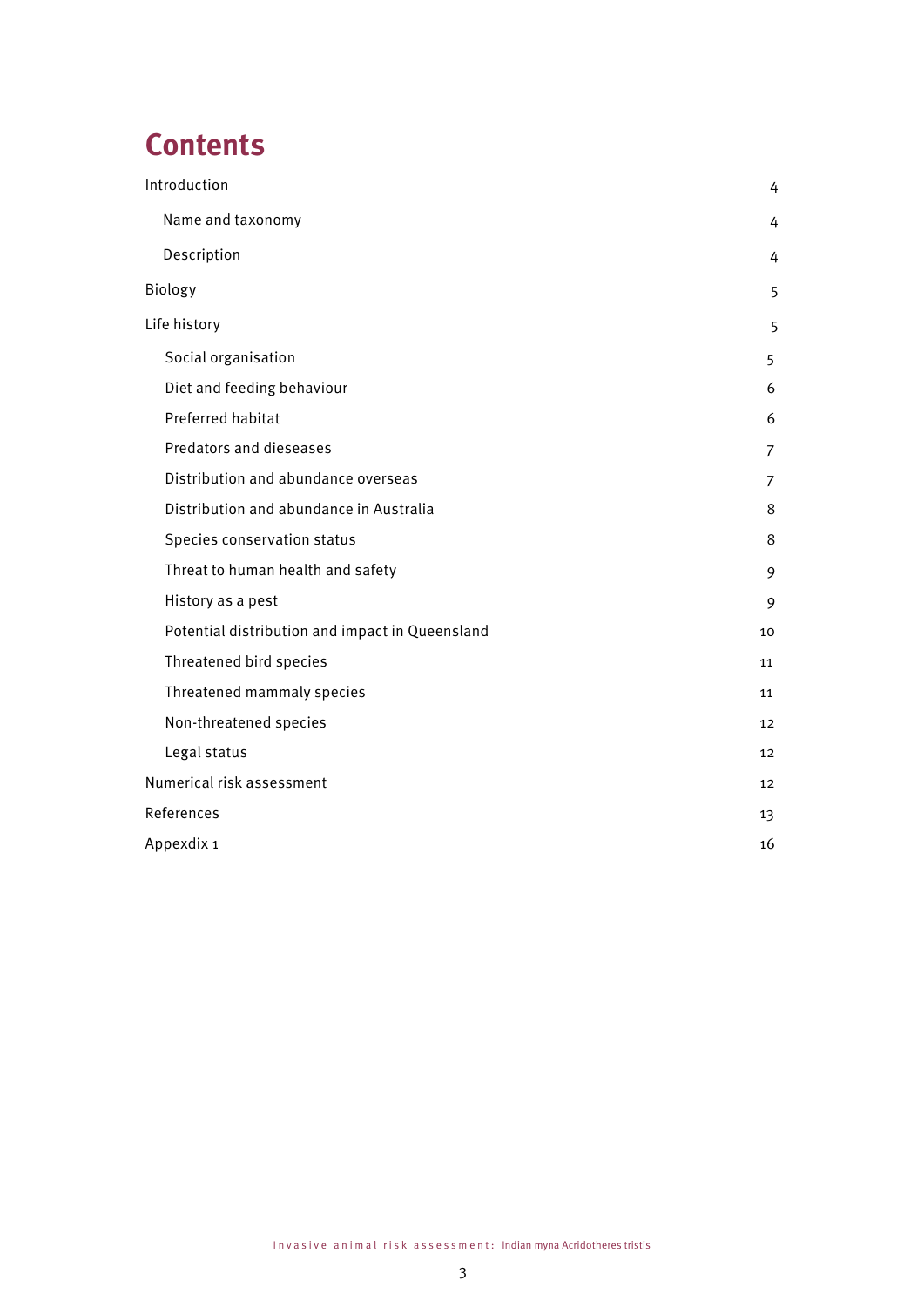# Contents

| | |
|---|---|
| Introduction | 4 |
| Name and taxonomy | 4 |
| Description | 4 |
| Biology | 5 |
| Life history | 5 |
| Social organisation | 5 |
| Diet and feeding behaviour | 6 |
| Preferred habitat | 6 |
| Predators and dieseases | 7 |
| Distribution and abundance overseas | 7 |
| Distribution and abundance in Australia | 8 |
| Species conservation status | 8 |
| Threat to human health and safety | 9 |
| History as a pest | 9 |
| Potential distribution and impact in Queensland | 10 |
| Threatened bird species | 11 |
| Threatened mammaly species | 11 |
| Non-threatened species | 12 |
| Legal status | 12 |
| Numerical risk assessment | 12 |
| References | 13 |
| Appexdix 1 | 16 |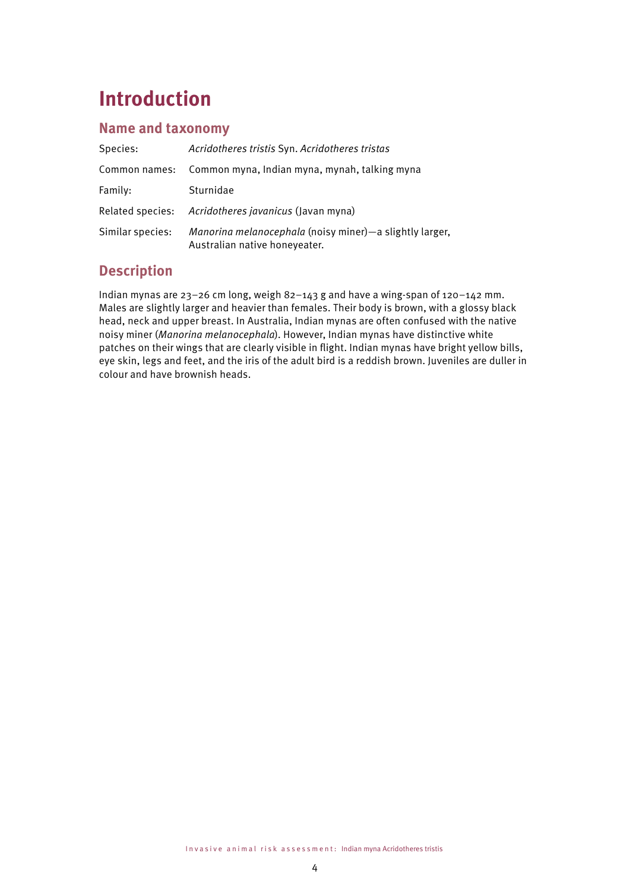# Introduction

## Name and taxonomy

| | |
|---|---|
| Species: | *Acridotheres tristis* Syn. *Acridotheres tristas* |
| Common names: | Common myna, Indian myna, mynah, talking myna |
| Family: | Sturnidae |
| Related species: | *Acridotheres javanicus* (Javan myna) |
| Similar species: | *Manorina melanocephala* (noisy miner)—a slightly larger, Australian native honeyeater. |

## Description

Indian mynas are 23–26 cm long, weigh 82–143 g and have a wing-span of 120–142 mm. Males are slightly larger and heavier than females. Their body is brown, with a glossy black head, neck and upper breast. In Australia, Indian mynas are often confused with the native noisy miner (*Manorina melanocephala*). However, Indian mynas have distinctive white patches on their wings that are clearly visible in flight. Indian mynas have bright yellow bills, eye skin, legs and feet, and the iris of the adult bird is a reddish brown. Juveniles are duller in colour and have brownish heads.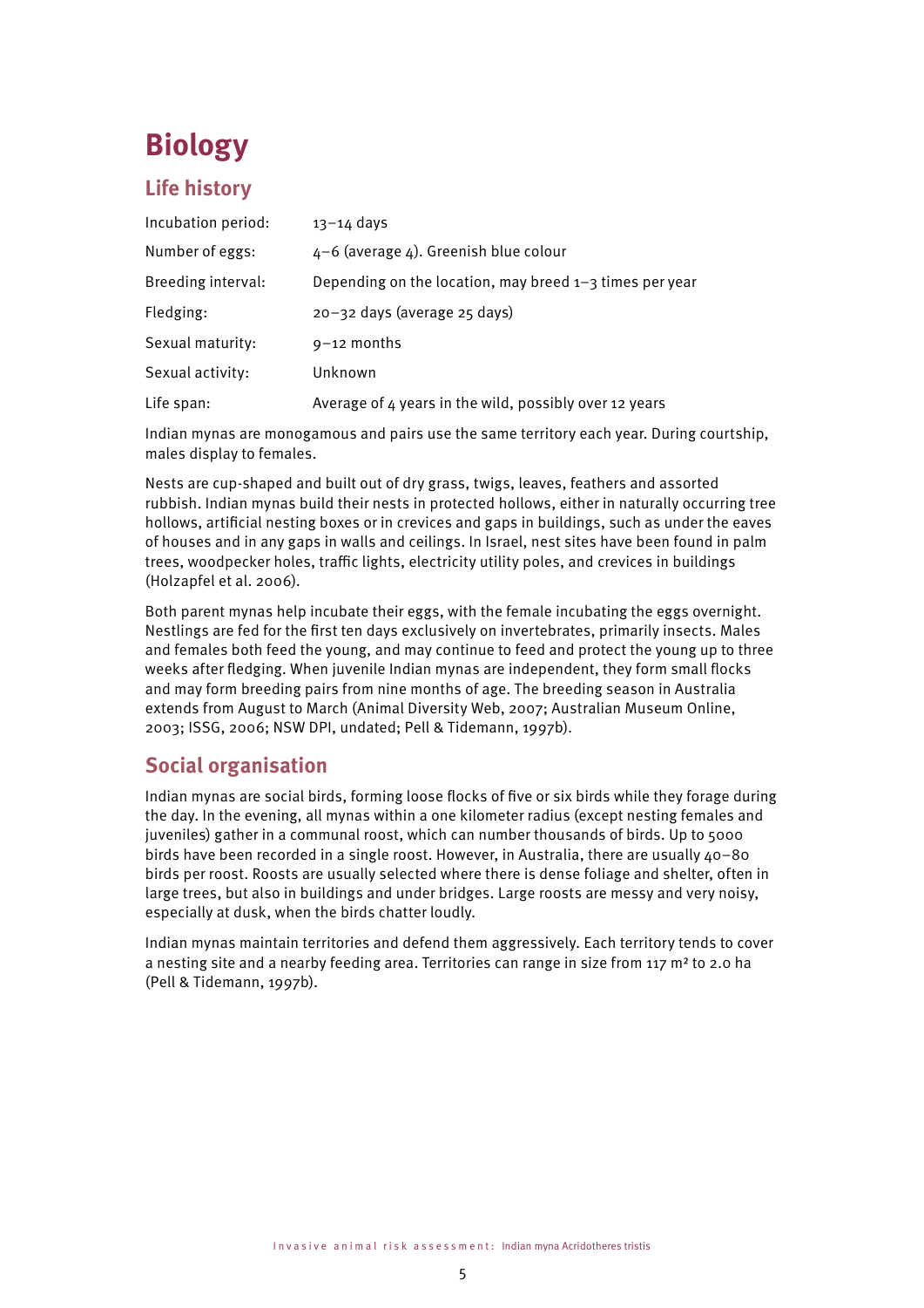# Biology

## Life history

| | |
|---|---|
| Incubation period: | 13–14 days |
| Number of eggs: | 4–6 (average 4). Greenish blue colour |
| Breeding interval: | Depending on the location, may breed 1–3 times per year |
| Fledging: | 20–32 days (average 25 days) |
| Sexual maturity: | 9–12 months |
| Sexual activity: | Unknown |
| Life span: | Average of 4 years in the wild, possibly over 12 years |

Indian mynas are monogamous and pairs use the same territory each year. During courtship, males display to females.

Nests are cup-shaped and built out of dry grass, twigs, leaves, feathers and assorted rubbish. Indian mynas build their nests in protected hollows, either in naturally occurring tree hollows, artificial nesting boxes or in crevices and gaps in buildings, such as under the eaves of houses and in any gaps in walls and ceilings. In Israel, nest sites have been found in palm trees, woodpecker holes, traffic lights, electricity utility poles, and crevices in buildings (Holzapfel et al. 2006).

Both parent mynas help incubate their eggs, with the female incubating the eggs overnight. Nestlings are fed for the first ten days exclusively on invertebrates, primarily insects. Males and females both feed the young, and may continue to feed and protect the young up to three weeks after fledging. When juvenile Indian mynas are independent, they form small flocks and may form breeding pairs from nine months of age. The breeding season in Australia extends from August to March (Animal Diversity Web, 2007; Australian Museum Online, 2003; ISSG, 2006; NSW DPI, undated; Pell & Tidemann, 1997b).

## Social organisation

Indian mynas are social birds, forming loose flocks of five or six birds while they forage during the day. In the evening, all mynas within a one kilometer radius (except nesting females and juveniles) gather in a communal roost, which can number thousands of birds. Up to 5000 birds have been recorded in a single roost. However, in Australia, there are usually 40–80 birds per roost. Roosts are usually selected where there is dense foliage and shelter, often in large trees, but also in buildings and under bridges. Large roosts are messy and very noisy, especially at dusk, when the birds chatter loudly.

Indian mynas maintain territories and defend them aggressively. Each territory tends to cover a nesting site and a nearby feeding area. Territories can range in size from 117 m² to 2.0 ha (Pell & Tidemann, 1997b).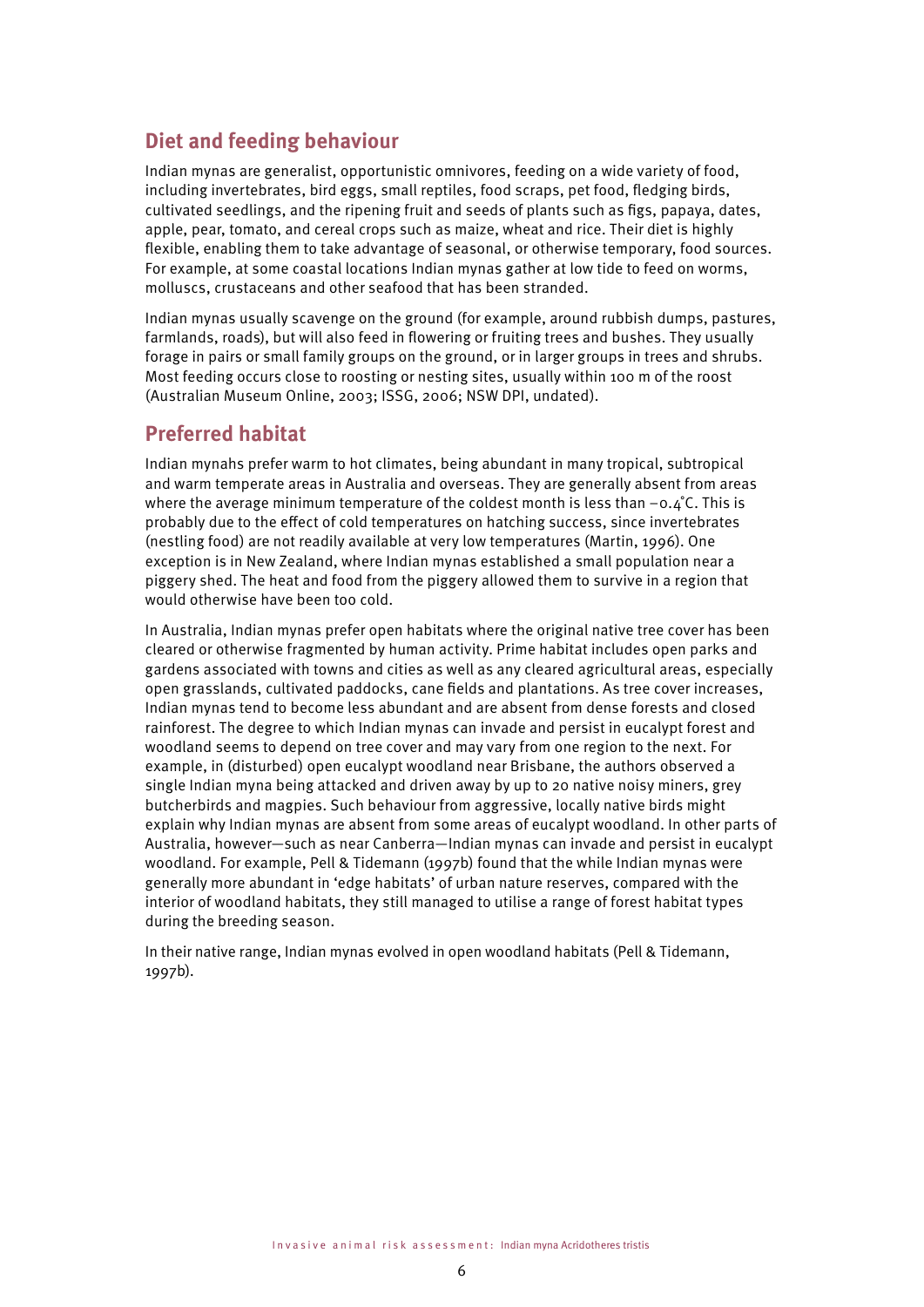## Diet and feeding behaviour

Indian mynas are generalist, opportunistic omnivores, feeding on a wide variety of food, including invertebrates, bird eggs, small reptiles, food scraps, pet food, fledging birds, cultivated seedlings, and the ripening fruit and seeds of plants such as figs, papaya, dates, apple, pear, tomato, and cereal crops such as maize, wheat and rice. Their diet is highly flexible, enabling them to take advantage of seasonal, or otherwise temporary, food sources. For example, at some coastal locations Indian mynas gather at low tide to feed on worms, molluscs, crustaceans and other seafood that has been stranded.

Indian mynas usually scavenge on the ground (for example, around rubbish dumps, pastures, farmlands, roads), but will also feed in flowering or fruiting trees and bushes. They usually forage in pairs or small family groups on the ground, or in larger groups in trees and shrubs. Most feeding occurs close to roosting or nesting sites, usually within 100 m of the roost (Australian Museum Online, 2003; ISSG, 2006; NSW DPI, undated).

## Preferred habitat

Indian mynahs prefer warm to hot climates, being abundant in many tropical, subtropical and warm temperate areas in Australia and overseas. They are generally absent from areas where the average minimum temperature of the coldest month is less than –0.4°C. This is probably due to the effect of cold temperatures on hatching success, since invertebrates (nestling food) are not readily available at very low temperatures (Martin, 1996). One exception is in New Zealand, where Indian mynas established a small population near a piggery shed. The heat and food from the piggery allowed them to survive in a region that would otherwise have been too cold.

In Australia, Indian mynas prefer open habitats where the original native tree cover has been cleared or otherwise fragmented by human activity. Prime habitat includes open parks and gardens associated with towns and cities as well as any cleared agricultural areas, especially open grasslands, cultivated paddocks, cane fields and plantations. As tree cover increases, Indian mynas tend to become less abundant and are absent from dense forests and closed rainforest. The degree to which Indian mynas can invade and persist in eucalypt forest and woodland seems to depend on tree cover and may vary from one region to the next. For example, in (disturbed) open eucalypt woodland near Brisbane, the authors observed a single Indian myna being attacked and driven away by up to 20 native noisy miners, grey butcherbirds and magpies. Such behaviour from aggressive, locally native birds might explain why Indian mynas are absent from some areas of eucalypt woodland. In other parts of Australia, however—such as near Canberra—Indian mynas can invade and persist in eucalypt woodland. For example, Pell & Tidemann (1997b) found that the while Indian mynas were generally more abundant in 'edge habitats' of urban nature reserves, compared with the interior of woodland habitats, they still managed to utilise a range of forest habitat types during the breeding season.

In their native range, Indian mynas evolved in open woodland habitats (Pell & Tidemann, 1997b).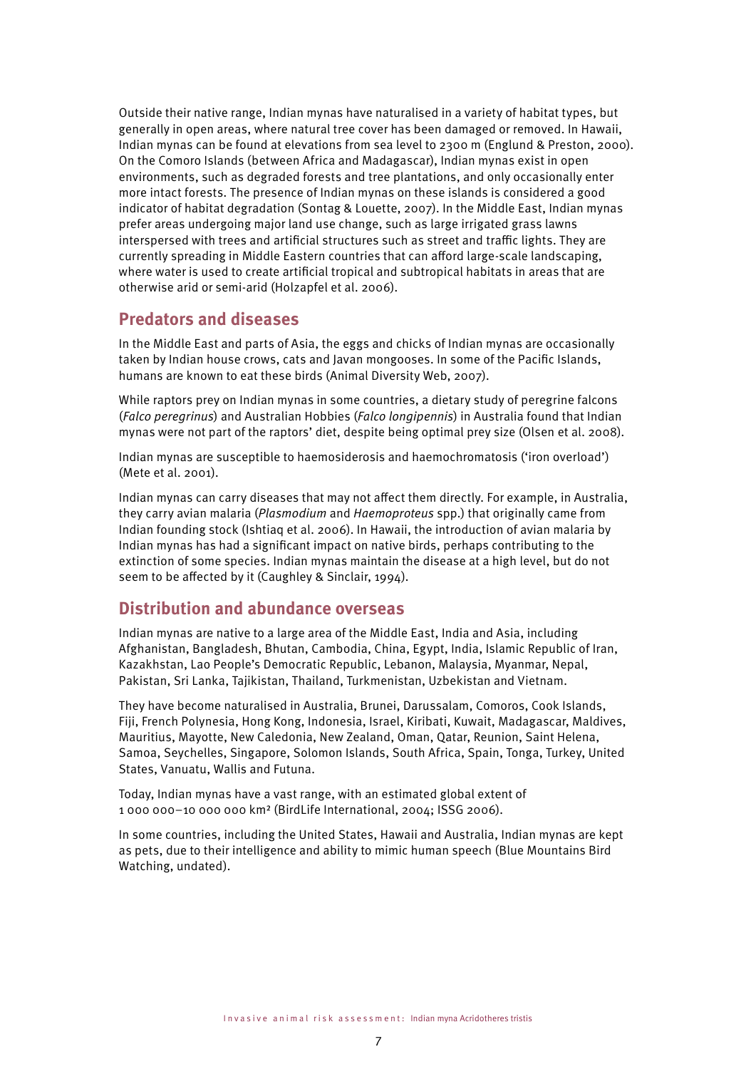Outside their native range, Indian mynas have naturalised in a variety of habitat types, but generally in open areas, where natural tree cover has been damaged or removed. In Hawaii, Indian mynas can be found at elevations from sea level to 2300 m (Englund & Preston, 2000). On the Comoro Islands (between Africa and Madagascar), Indian mynas exist in open environments, such as degraded forests and tree plantations, and only occasionally enter more intact forests. The presence of Indian mynas on these islands is considered a good indicator of habitat degradation (Sontag & Louette, 2007). In the Middle East, Indian mynas prefer areas undergoing major land use change, such as large irrigated grass lawns interspersed with trees and artificial structures such as street and traffic lights. They are currently spreading in Middle Eastern countries that can afford large-scale landscaping, where water is used to create artificial tropical and subtropical habitats in areas that are otherwise arid or semi-arid (Holzapfel et al. 2006).

## Predators and diseases

In the Middle East and parts of Asia, the eggs and chicks of Indian mynas are occasionally taken by Indian house crows, cats and Javan mongooses. In some of the Pacific Islands, humans are known to eat these birds (Animal Diversity Web, 2007).

While raptors prey on Indian mynas in some countries, a dietary study of peregrine falcons (*Falco peregrinus*) and Australian Hobbies (*Falco longipennis*) in Australia found that Indian mynas were not part of the raptors' diet, despite being optimal prey size (Olsen et al. 2008).

Indian mynas are susceptible to haemosiderosis and haemochromatosis ('iron overload') (Mete et al. 2001).

Indian mynas can carry diseases that may not affect them directly. For example, in Australia, they carry avian malaria (*Plasmodium* and *Haemoproteus* spp.) that originally came from Indian founding stock (Ishtiaq et al. 2006). In Hawaii, the introduction of avian malaria by Indian mynas has had a significant impact on native birds, perhaps contributing to the extinction of some species. Indian mynas maintain the disease at a high level, but do not seem to be affected by it (Caughley & Sinclair, 1994).

## Distribution and abundance overseas

Indian mynas are native to a large area of the Middle East, India and Asia, including Afghanistan, Bangladesh, Bhutan, Cambodia, China, Egypt, India, Islamic Republic of Iran, Kazakhstan, Lao People's Democratic Republic, Lebanon, Malaysia, Myanmar, Nepal, Pakistan, Sri Lanka, Tajikistan, Thailand, Turkmenistan, Uzbekistan and Vietnam.

They have become naturalised in Australia, Brunei, Darussalam, Comoros, Cook Islands, Fiji, French Polynesia, Hong Kong, Indonesia, Israel, Kiribati, Kuwait, Madagascar, Maldives, Mauritius, Mayotte, New Caledonia, New Zealand, Oman, Qatar, Reunion, Saint Helena, Samoa, Seychelles, Singapore, Solomon Islands, South Africa, Spain, Tonga, Turkey, United States, Vanuatu, Wallis and Futuna.

Today, Indian mynas have a vast range, with an estimated global extent of 1 000 000–10 000 000 km² (BirdLife International, 2004; ISSG 2006).

In some countries, including the United States, Hawaii and Australia, Indian mynas are kept as pets, due to their intelligence and ability to mimic human speech (Blue Mountains Bird Watching, undated).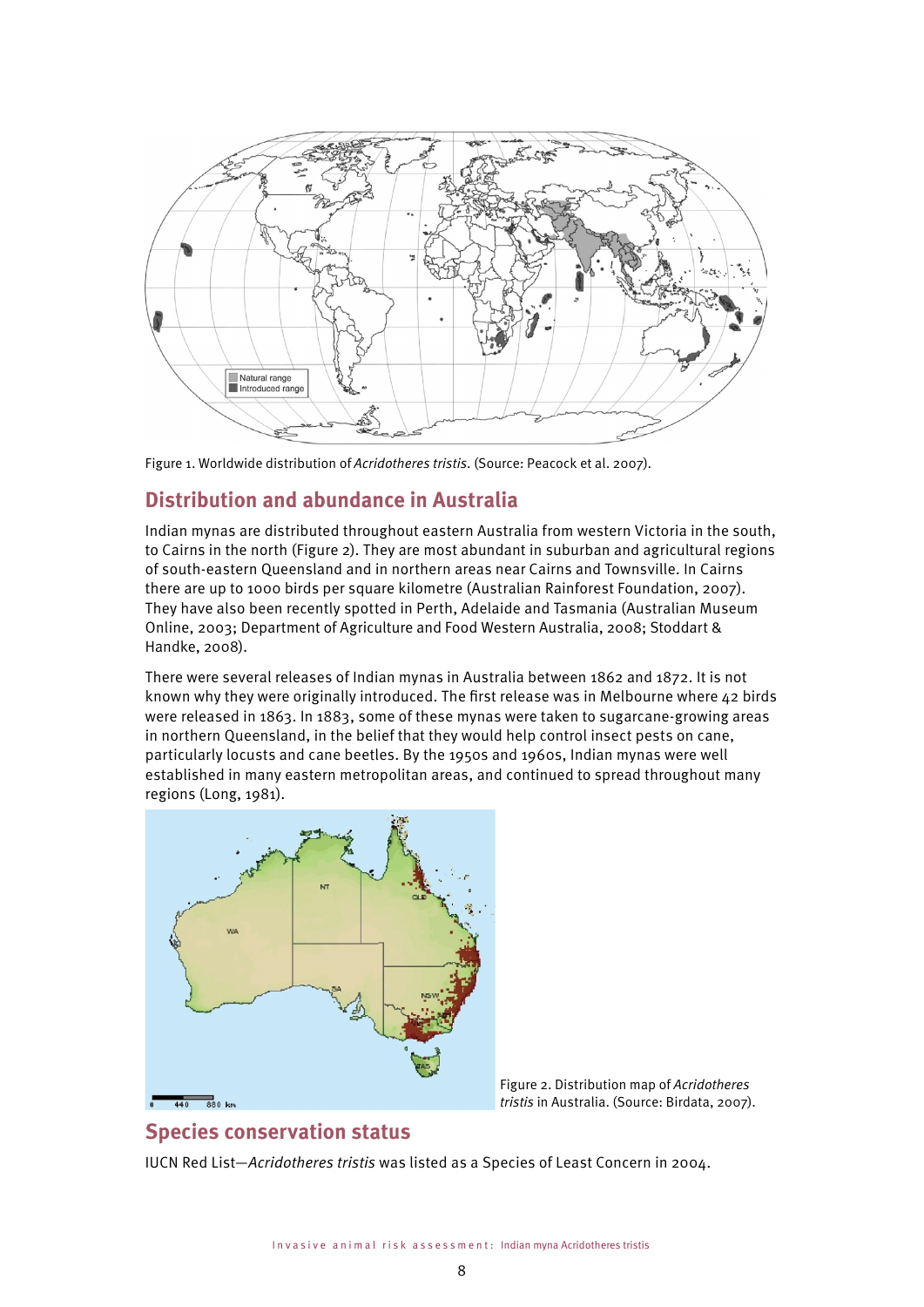Figure 1. Worldwide distribution of *Acridotheres tristis*. (Source: Peacock et al. 2007).

## Distribution and abundance in Australia

Indian mynas are distributed throughout eastern Australia from western Victoria in the south, to Cairns in the north (Figure 2). They are most abundant in suburban and agricultural regions of south-eastern Queensland and in northern areas near Cairns and Townsville. In Cairns there are up to 1000 birds per square kilometre (Australian Rainforest Foundation, 2007). They have also been recently spotted in Perth, Adelaide and Tasmania (Australian Museum Online, 2003; Department of Agriculture and Food Western Australia, 2008; Stoddart & Handke, 2008).

There were several releases of Indian mynas in Australia between 1862 and 1872. It is not known why they were originally introduced. The first release was in Melbourne where 42 birds were released in 1863. In 1883, some of these mynas were taken to sugarcane-growing areas in northern Queensland, in the belief that they would help control insect pests on cane, particularly locusts and cane beetles. By the 1950s and 1960s, Indian mynas were well established in many eastern metropolitan areas, and continued to spread throughout many regions (Long, 1981).

Figure 2. Distribution map of *Acridotheres tristis* in Australia. (Source: Birdata, 2007).

## Species conservation status

IUCN Red List—*Acridotheres tristis* was listed as a Species of Least Concern in 2004.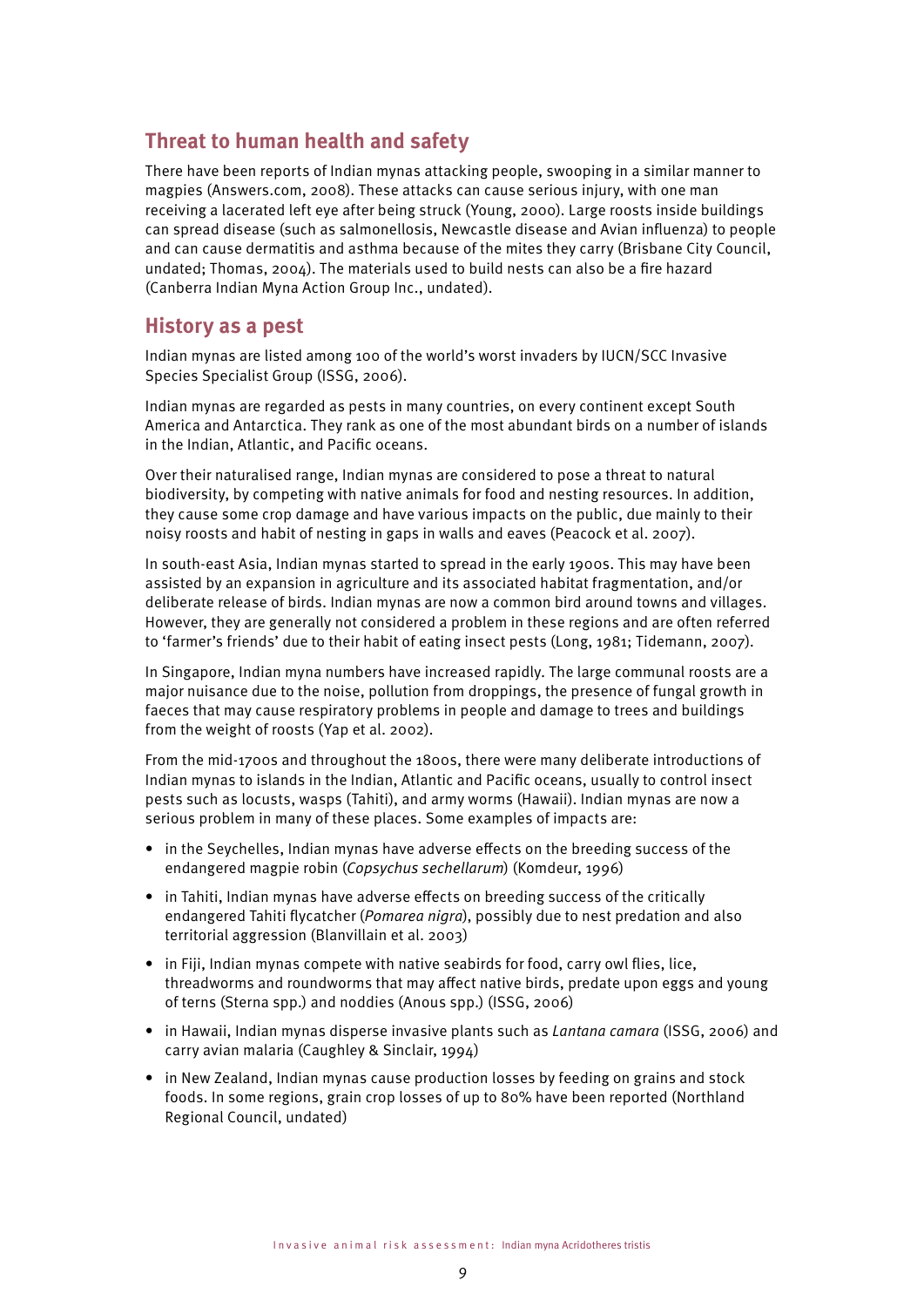## Threat to human health and safety

There have been reports of Indian mynas attacking people, swooping in a similar manner to magpies (Answers.com, 2008). These attacks can cause serious injury, with one man receiving a lacerated left eye after being struck (Young, 2000). Large roosts inside buildings can spread disease (such as salmonellosis, Newcastle disease and Avian influenza) to people and can cause dermatitis and asthma because of the mites they carry (Brisbane City Council, undated; Thomas, 2004). The materials used to build nests can also be a fire hazard (Canberra Indian Myna Action Group Inc., undated).

## History as a pest

Indian mynas are listed among 100 of the world's worst invaders by IUCN/SCC Invasive Species Specialist Group (ISSG, 2006).

Indian mynas are regarded as pests in many countries, on every continent except South America and Antarctica. They rank as one of the most abundant birds on a number of islands in the Indian, Atlantic, and Pacific oceans.

Over their naturalised range, Indian mynas are considered to pose a threat to natural biodiversity, by competing with native animals for food and nesting resources. In addition, they cause some crop damage and have various impacts on the public, due mainly to their noisy roosts and habit of nesting in gaps in walls and eaves (Peacock et al. 2007).

In south-east Asia, Indian mynas started to spread in the early 1900s. This may have been assisted by an expansion in agriculture and its associated habitat fragmentation, and/or deliberate release of birds. Indian mynas are now a common bird around towns and villages. However, they are generally not considered a problem in these regions and are often referred to 'farmer's friends' due to their habit of eating insect pests (Long, 1981; Tidemann, 2007).

In Singapore, Indian myna numbers have increased rapidly. The large communal roosts are a major nuisance due to the noise, pollution from droppings, the presence of fungal growth in faeces that may cause respiratory problems in people and damage to trees and buildings from the weight of roosts (Yap et al. 2002).

From the mid-1700s and throughout the 1800s, there were many deliberate introductions of Indian mynas to islands in the Indian, Atlantic and Pacific oceans, usually to control insect pests such as locusts, wasps (Tahiti), and army worms (Hawaii). Indian mynas are now a serious problem in many of these places. Some examples of impacts are:

- in the Seychelles, Indian mynas have adverse effects on the breeding success of the endangered magpie robin (*Copsychus sechellarum*) (Komdeur, 1996)
- in Tahiti, Indian mynas have adverse effects on breeding success of the critically endangered Tahiti flycatcher (*Pomarea nigra*), possibly due to nest predation and also territorial aggression (Blanvillain et al. 2003)
- in Fiji, Indian mynas compete with native seabirds for food, carry owl flies, lice, threadworms and roundworms that may affect native birds, predate upon eggs and young of terns (Sterna spp.) and noddies (Anous spp.) (ISSG, 2006)
- in Hawaii, Indian mynas disperse invasive plants such as *Lantana camara* (ISSG, 2006) and carry avian malaria (Caughley & Sinclair, 1994)
- in New Zealand, Indian mynas cause production losses by feeding on grains and stock foods. In some regions, grain crop losses of up to 80% have been reported (Northland Regional Council, undated)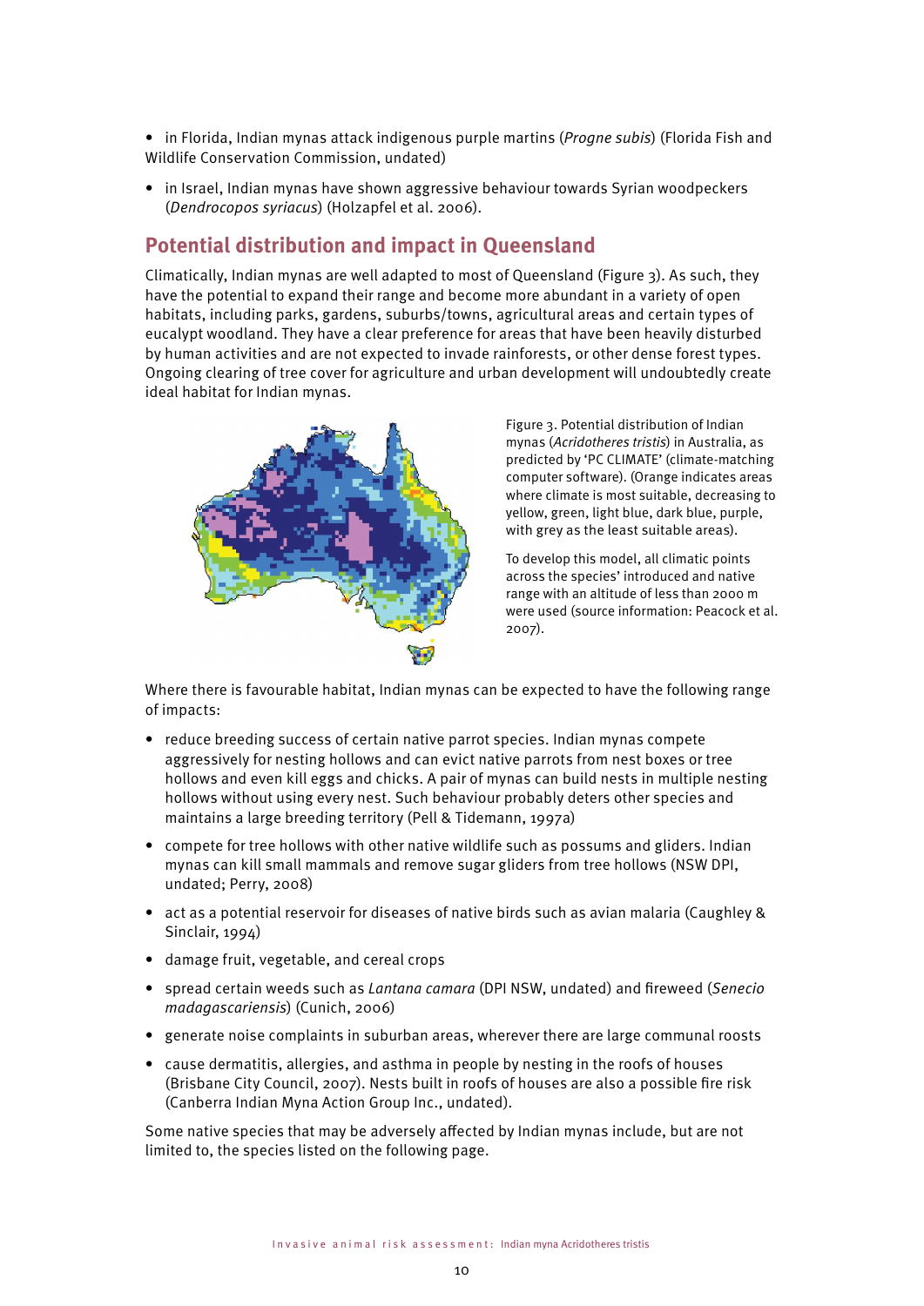- in Florida, Indian mynas attack indigenous purple martins (*Progne subis*) (Florida Fish and Wildlife Conservation Commission, undated)
- in Israel, Indian mynas have shown aggressive behaviour towards Syrian woodpeckers (*Dendrocopos syriacus*) (Holzapfel et al. 2006).

## Potential distribution and impact in Queensland

Climatically, Indian mynas are well adapted to most of Queensland (Figure 3). As such, they have the potential to expand their range and become more abundant in a variety of open habitats, including parks, gardens, suburbs/towns, agricultural areas and certain types of eucalypt woodland. They have a clear preference for areas that have been heavily disturbed by human activities and are not expected to invade rainforests, or other dense forest types. Ongoing clearing of tree cover for agriculture and urban development will undoubtedly create ideal habitat for Indian mynas.

Figure 3. Potential distribution of Indian mynas (*Acridotheres tristis*) in Australia, as predicted by 'PC CLIMATE' (climate-matching computer software). (Orange indicates areas where climate is most suitable, decreasing to yellow, green, light blue, dark blue, purple, with grey as the least suitable areas).

To develop this model, all climatic points across the species' introduced and native range with an altitude of less than 2000 m were used (source information: Peacock et al. 2007).

Where there is favourable habitat, Indian mynas can be expected to have the following range of impacts:

- reduce breeding success of certain native parrot species. Indian mynas compete aggressively for nesting hollows and can evict native parrots from nest boxes or tree hollows and even kill eggs and chicks. A pair of mynas can build nests in multiple nesting hollows without using every nest. Such behaviour probably deters other species and maintains a large breeding territory (Pell & Tidemann, 1997a)
- compete for tree hollows with other native wildlife such as possums and gliders. Indian mynas can kill small mammals and remove sugar gliders from tree hollows (NSW DPI, undated; Perry, 2008)
- act as a potential reservoir for diseases of native birds such as avian malaria (Caughley & Sinclair, 1994)
- damage fruit, vegetable, and cereal crops
- spread certain weeds such as *Lantana camara* (DPI NSW, undated) and fireweed (*Senecio madagascariensis*) (Cunich, 2006)
- generate noise complaints in suburban areas, wherever there are large communal roosts
- cause dermatitis, allergies, and asthma in people by nesting in the roofs of houses (Brisbane City Council, 2007). Nests built in roofs of houses are also a possible fire risk (Canberra Indian Myna Action Group Inc., undated).

Some native species that may be adversely affected by Indian mynas include, but are not limited to, the species listed on the following page.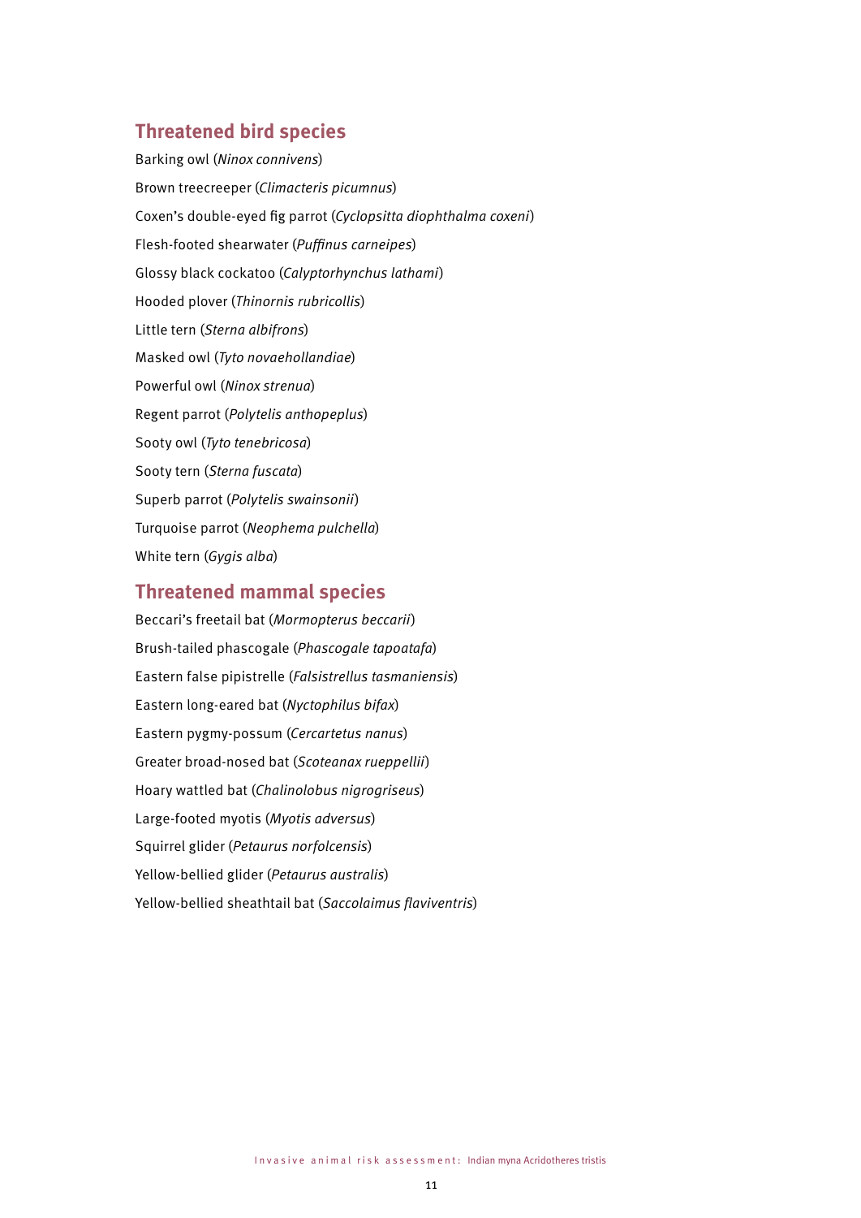## Threatened bird species

Barking owl (*Ninox connivens*)

Brown treecreeper (*Climacteris picumnus*)

Coxen's double-eyed fig parrot (*Cyclopsitta diophthalma coxeni*)

Flesh-footed shearwater (*Puffinus carneipes*)

Glossy black cockatoo (*Calyptorhynchus lathami*)

Hooded plover (*Thinornis rubricollis*)

Little tern (*Sterna albifrons*)

Masked owl (*Tyto novaehollandiae*)

Powerful owl (*Ninox strenua*)

Regent parrot (*Polytelis anthopeplus*)

Sooty owl (*Tyto tenebricosa*)

Sooty tern (*Sterna fuscata*)

Superb parrot (*Polytelis swainsonii*)

Turquoise parrot (*Neophema pulchella*)

White tern (*Gygis alba*)

## Threatened mammal species

Beccari's freetail bat (*Mormopterus beccarii*)

Brush-tailed phascogale (*Phascogale tapoatafa*)

Eastern false pipistrelle (*Falsistrellus tasmaniensis*)

Eastern long-eared bat (*Nyctophilus bifax*)

Eastern pygmy-possum (*Cercartetus nanus*)

Greater broad-nosed bat (*Scoteanax rueppellii*)

Hoary wattled bat (*Chalinolobus nigrogriseus*)

Large-footed myotis (*Myotis adversus*)

Squirrel glider (*Petaurus norfolcensis*)

Yellow-bellied glider (*Petaurus australis*)

Yellow-bellied sheathtail bat (*Saccolaimus flaviventris*)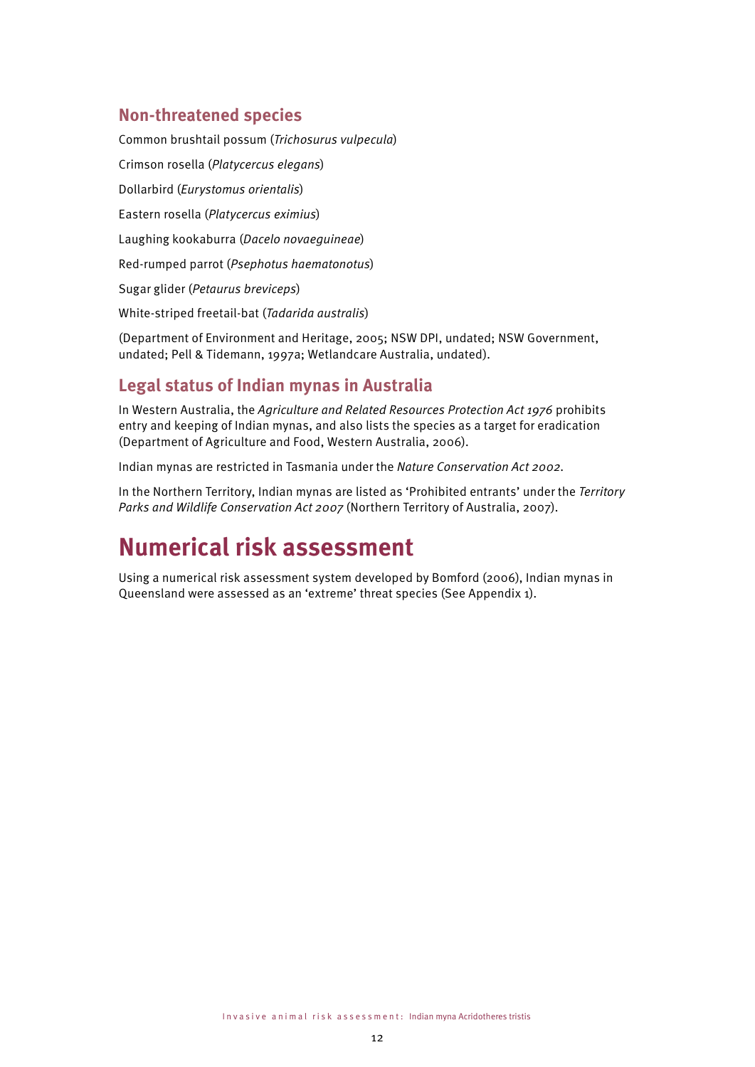### Non-threatened species

Common brushtail possum (*Trichosurus vulpecula*)

Crimson rosella (*Platycercus elegans*)

Dollarbird (*Eurystomus orientalis*)

Eastern rosella (*Platycercus eximius*)

Laughing kookaburra (*Dacelo novaeguineae*)

Red-rumped parrot (*Psephotus haematonotus*)

Sugar glider (*Petaurus breviceps*)

White-striped freetail-bat (*Tadarida australis*)

(Department of Environment and Heritage, 2005; NSW DPI, undated; NSW Government, undated; Pell & Tidemann, 1997a; Wetlandcare Australia, undated).

### Legal status of Indian mynas in Australia

In Western Australia, the *Agriculture and Related Resources Protection Act 1976* prohibits entry and keeping of Indian mynas, and also lists the species as a target for eradication (Department of Agriculture and Food, Western Australia, 2006).

Indian mynas are restricted in Tasmania under the *Nature Conservation Act 2002*.

In the Northern Territory, Indian mynas are listed as 'Prohibited entrants' under the *Territory Parks and Wildlife Conservation Act 2007* (Northern Territory of Australia, 2007).

## Numerical risk assessment

Using a numerical risk assessment system developed by Bomford (2006), Indian mynas in Queensland were assessed as an 'extreme' threat species (See Appendix 1).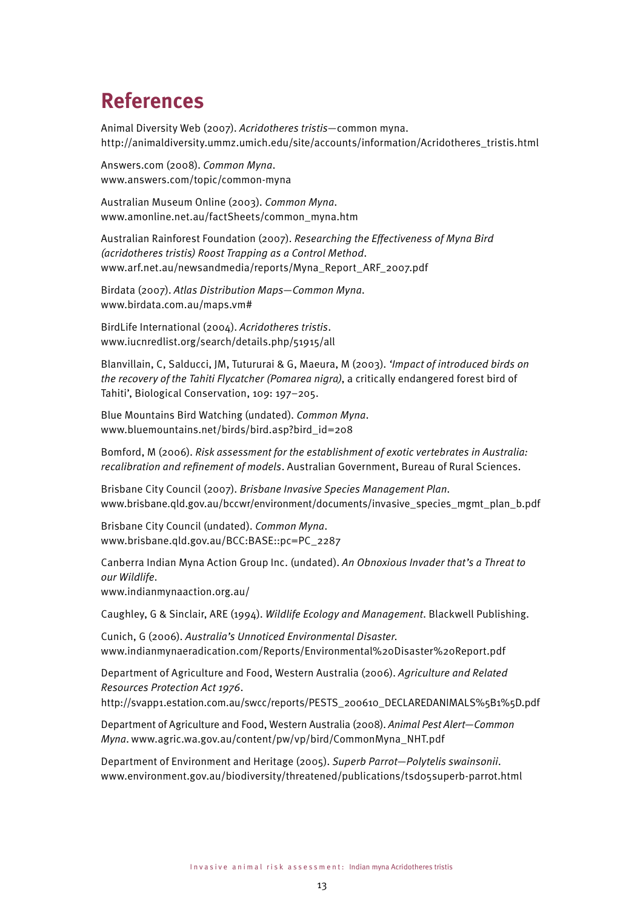# References

Animal Diversity Web (2007). *Acridotheres tristis*—common myna.
http://animaldiversity.ummz.umich.edu/site/accounts/information/Acridotheres_tristis.html

Answers.com (2008). *Common Myna*.
www.answers.com/topic/common-myna

Australian Museum Online (2003). *Common Myna*.
www.amonline.net.au/factSheets/common_myna.htm

Australian Rainforest Foundation (2007). *Researching the Effectiveness of Myna Bird (acridotheres tristis) Roost Trapping as a Control Method*.
www.arf.net.au/newsandmedia/reports/Myna_Report_ARF_2007.pdf

Birdata (2007). *Atlas Distribution Maps—Common Myna*.
www.birdata.com.au/maps.vm#

BirdLife International (2004). *Acridotheres tristis*.
www.iucnredlist.org/search/details.php/51915/all

Blanvillain, C, Salducci, JM, Tutururai & G, Maeura, M (2003). *'Impact of introduced birds on the recovery of the Tahiti Flycatcher (Pomarea nigra)*, a critically endangered forest bird of Tahiti', Biological Conservation, 109: 197–205.

Blue Mountains Bird Watching (undated). *Common Myna*.
www.bluemountains.net/birds/bird.asp?bird_id=208

Bomford, M (2006). *Risk assessment for the establishment of exotic vertebrates in Australia: recalibration and refinement of models*. Australian Government, Bureau of Rural Sciences.

Brisbane City Council (2007). *Brisbane Invasive Species Management Plan*.
www.brisbane.qld.gov.au/bccwr/environment/documents/invasive_species_mgmt_plan_b.pdf

Brisbane City Council (undated). *Common Myna*.
www.brisbane.qld.gov.au/BCC:BASE::pc=PC_2287

Canberra Indian Myna Action Group Inc. (undated). *An Obnoxious Invader that's a Threat to our Wildlife*.
www.indianmynaaction.org.au/

Caughley, G & Sinclair, ARE (1994). *Wildlife Ecology and Management*. Blackwell Publishing.

Cunich, G (2006). *Australia's Unnoticed Environmental Disaster*.
www.indianmynaeradication.com/Reports/Environmental%20Disaster%20Report.pdf

Department of Agriculture and Food, Western Australia (2006). *Agriculture and Related Resources Protection Act 1976*.
http://svapp1.estation.com.au/swcc/reports/PESTS_200610_DECLAREDANIMALS%5B1%5D.pdf

Department of Agriculture and Food, Western Australia (2008). *Animal Pest Alert—Common Myna*. www.agric.wa.gov.au/content/pw/vp/bird/CommonMyna_NHT.pdf

Department of Environment and Heritage (2005). *Superb Parrot—Polytelis swainsonii*.
www.environment.gov.au/biodiversity/threatened/publications/tsd05superb-parrot.html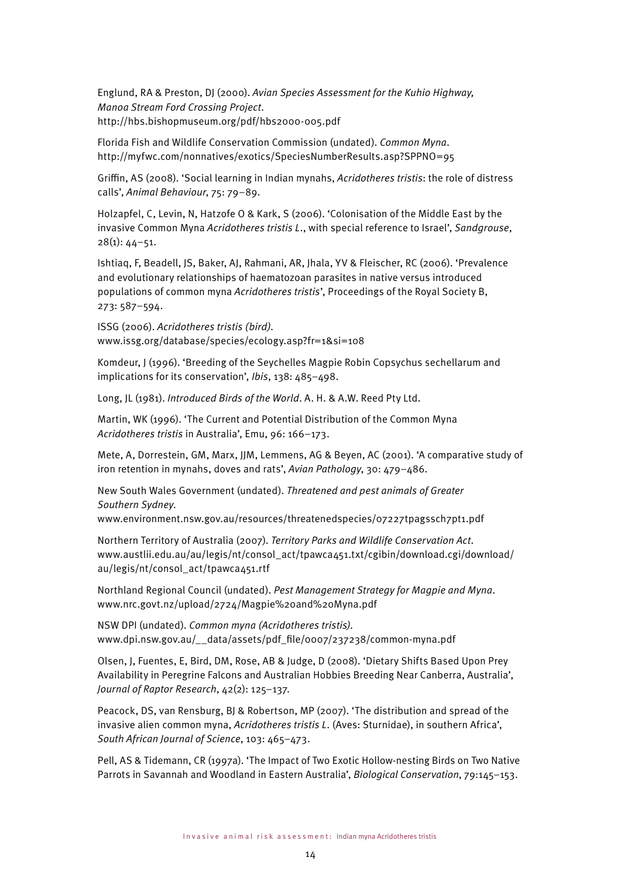Englund, RA & Preston, DJ (2000). *Avian Species Assessment for the Kuhio Highway, Manoa Stream Ford Crossing Project*. http://hbs.bishopmuseum.org/pdf/hbs2000-005.pdf

Florida Fish and Wildlife Conservation Commission (undated). *Common Myna*. http://myfwc.com/nonnatives/exotics/SpeciesNumberResults.asp?SPPNO=95

Griffin, AS (2008). 'Social learning in Indian mynahs, *Acridotheres tristis*: the role of distress calls', *Animal Behaviour*, 75: 79–89.

Holzapfel, C, Levin, N, Hatzofe O & Kark, S (2006). 'Colonisation of the Middle East by the invasive Common Myna *Acridotheres tristis L*., with special reference to Israel', *Sandgrouse*, 28(1): 44–51.

Ishtiaq, F, Beadell, JS, Baker, AJ, Rahmani, AR, Jhala, YV & Fleischer, RC (2006). 'Prevalence and evolutionary relationships of haematozoan parasites in native versus introduced populations of common myna *Acridotheres tristis*', Proceedings of the Royal Society B, 273: 587–594.

ISSG (2006). *Acridotheres tristis (bird)*. www.issg.org/database/species/ecology.asp?fr=1&si=108

Komdeur, J (1996). 'Breeding of the Seychelles Magpie Robin Copsychus sechellarum and implications for its conservation', *Ibis*, 138: 485–498.

Long, JL (1981). *Introduced Birds of the World*. A. H. & A.W. Reed Pty Ltd.

Martin, WK (1996). 'The Current and Potential Distribution of the Common Myna *Acridotheres tristis* in Australia', Emu, 96: 166–173.

Mete, A, Dorrestein, GM, Marx, JJM, Lemmens, AG & Beyen, AC (2001). 'A comparative study of iron retention in mynahs, doves and rats', *Avian Pathology*, 30: 479–486.

New South Wales Government (undated). *Threatened and pest animals of Greater Southern Sydney*. www.environment.nsw.gov.au/resources/threatenedspecies/07227tpagssch7pt1.pdf

Northern Territory of Australia (2007). *Territory Parks and Wildlife Conservation Act*. www.austlii.edu.au/au/legis/nt/consol_act/tpawca451.txt/cgibin/download.cgi/download/au/legis/nt/consol_act/tpawca451.rtf

Northland Regional Council (undated). *Pest Management Strategy for Magpie and Myna*. www.nrc.govt.nz/upload/2724/Magpie%20and%20Myna.pdf

NSW DPI (undated). *Common myna (Acridotheres tristis)*. www.dpi.nsw.gov.au/__data/assets/pdf_file/0007/237238/common-myna.pdf

Olsen, J, Fuentes, E, Bird, DM, Rose, AB & Judge, D (2008). 'Dietary Shifts Based Upon Prey Availability in Peregrine Falcons and Australian Hobbies Breeding Near Canberra, Australia', *Journal of Raptor Research*, 42(2): 125–137.

Peacock, DS, van Rensburg, BJ & Robertson, MP (2007). 'The distribution and spread of the invasive alien common myna, *Acridotheres tristis L*. (Aves: Sturnidae), in southern Africa', *South African Journal of Science*, 103: 465–473.

Pell, AS & Tidemann, CR (1997a). 'The Impact of Two Exotic Hollow-nesting Birds on Two Native Parrots in Savannah and Woodland in Eastern Australia', *Biological Conservation*, 79:145–153.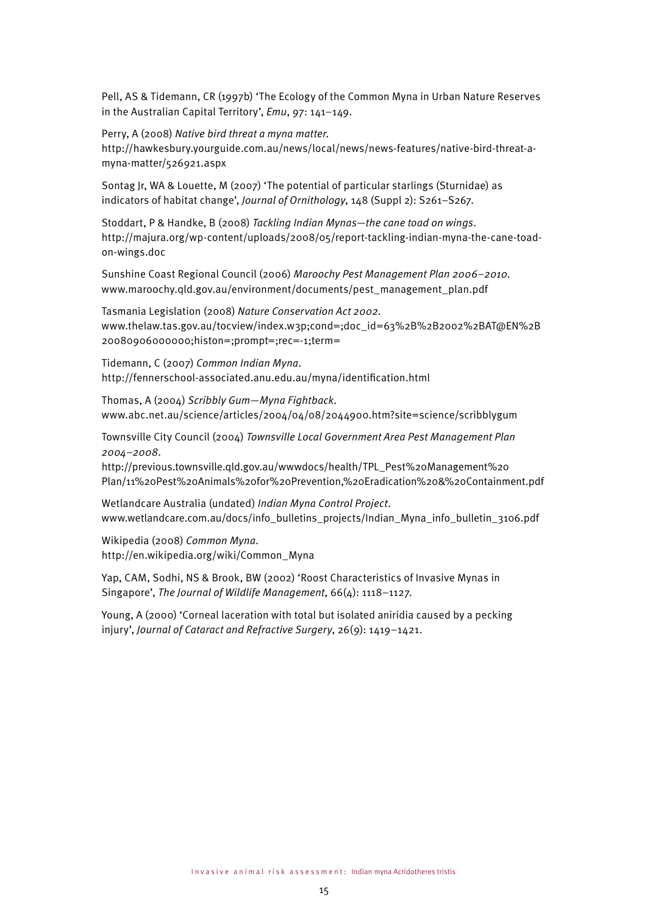Pell, AS & Tidemann, CR (1997b) 'The Ecology of the Common Myna in Urban Nature Reserves in the Australian Capital Territory', *Emu*, 97: 141–149.

Perry, A (2008) *Native bird threat a myna matter*. http://hawkesbury.yourguide.com.au/news/local/news/news-features/native-bird-threat-a-myna-matter/526921.aspx

Sontag Jr, WA & Louette, M (2007) 'The potential of particular starlings (Sturnidae) as indicators of habitat change', *Journal of Ornithology*, 148 (Suppl 2): S261–S267.

Stoddart, P & Handke, B (2008) *Tackling Indian Mynas—the cane toad on wings*. http://majura.org/wp-content/uploads/2008/05/report-tackling-indian-myna-the-cane-toad-on-wings.doc

Sunshine Coast Regional Council (2006) *Maroochy Pest Management Plan 2006–2010*. www.maroochy.qld.gov.au/environment/documents/pest_management_plan.pdf

Tasmania Legislation (2008) *Nature Conservation Act 2002*. www.thelaw.tas.gov.au/tocview/index.w3p;cond=;doc_id=63%2B%2B2002%2BAT@EN%2B20080906000000;histon=;prompt=;rec=-1;term=

Tidemann, C (2007) *Common Indian Myna*. http://fennerschool-associated.anu.edu.au/myna/identification.html

Thomas, A (2004) *Scribbly Gum—Myna Fightback*. www.abc.net.au/science/articles/2004/04/08/2044900.htm?site=science/scribblygum

Townsville City Council (2004) *Townsville Local Government Area Pest Management Plan 2004–2008*. http://previous.townsville.qld.gov.au/wwwdocs/health/TPL_Pest%20Management%20Plan/11%20Pest%20Animals%20for%20Prevention,%20Eradication%20&%20Containment.pdf

Wetlandcare Australia (undated) *Indian Myna Control Project*. www.wetlandcare.com.au/docs/info_bulletins_projects/Indian_Myna_info_bulletin_3106.pdf

Wikipedia (2008) *Common Myna*. http://en.wikipedia.org/wiki/Common_Myna

Yap, CAM, Sodhi, NS & Brook, BW (2002) 'Roost Characteristics of Invasive Mynas in Singapore', *The Journal of Wildlife Management*, 66(4): 1118–1127.

Young, A (2000) 'Corneal laceration with total but isolated aniridia caused by a pecking injury', *Journal of Cataract and Refractive Surgery*, 26(9): 1419–1421.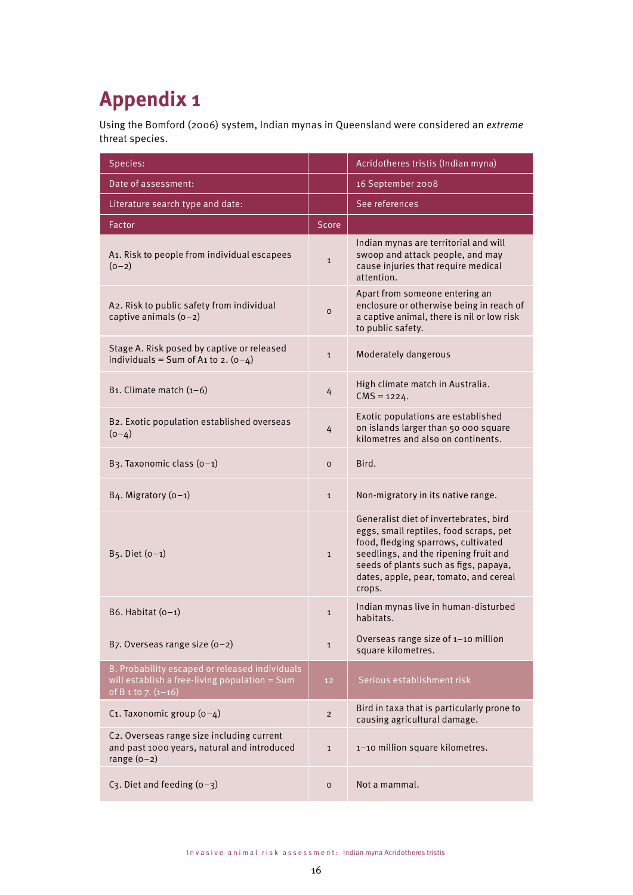# Appendix 1

Using the Bomford (2006) system, Indian mynas in Queensland were considered an *extreme* threat species.

| Species: | | Acridotheres tristis (Indian myna) |
|---|---|---|
| Date of assessment: | | 16 September 2008 |
| Literature search type and date: | | See references |
| Factor | Score | |
| A1. Risk to people from individual escapees (0–2) | 1 | Indian mynas are territorial and will swoop and attack people, and may cause injuries that require medical attention. |
| A2. Risk to public safety from individual captive animals (0–2) | 0 | Apart from someone entering an enclosure or otherwise being in reach of a captive animal, there is nil or low risk to public safety. |
| Stage A. Risk posed by captive or released individuals = Sum of A1 to 2. (0–4) | 1 | Moderately dangerous |
| B1. Climate match (1–6) | 4 | High climate match in Australia. CMS = 1224. |
| B2. Exotic population established overseas (0–4) | 4 | Exotic populations are established on islands larger than 50 000 square kilometres and also on continents. |
| B3. Taxonomic class (0–1) | 0 | Bird. |
| B4. Migratory (0–1) | 1 | Non-migratory in its native range. |
| B5. Diet (0–1) | 1 | Generalist diet of invertebrates, bird eggs, small reptiles, food scraps, pet food, fledging sparrows, cultivated seedlings, and the ripening fruit and seeds of plants such as figs, papaya, dates, apple, pear, tomato, and cereal crops. |
| B6. Habitat (0–1) | 1 | Indian mynas live in human-disturbed habitats. |
| B7. Overseas range size (0–2) | 1 | Overseas range size of 1–10 million square kilometres. |
| B. Probability escaped or released individuals will establish a free-living population = Sum of B 1 to 7. (1–16) | 12 | Serious establishment risk |
| C1. Taxonomic group (0–4) | 2 | Bird in taxa that is particularly prone to causing agricultural damage. |
| C2. Overseas range size including current and past 1000 years, natural and introduced range (0–2) | 1 | 1–10 million square kilometres. |
| C3. Diet and feeding (0–3) | 0 | Not a mammal. |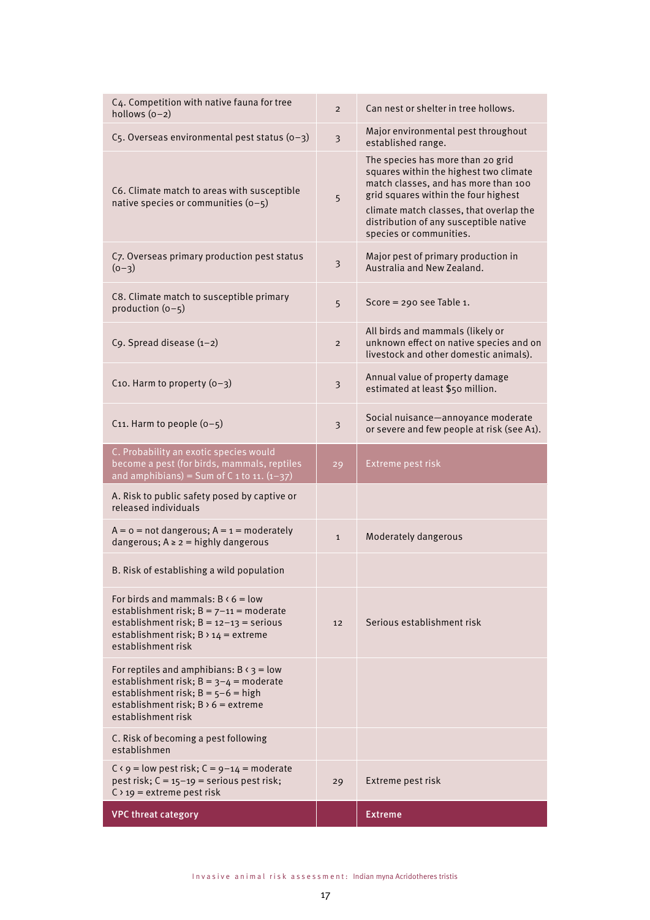| | | |
|---|---|---|
| C4. Competition with native fauna for tree hollows (0–2) | 2 | Can nest or shelter in tree hollows. |
| C5. Overseas environmental pest status (0–3) | 3 | Major environmental pest throughout established range. |
| C6. Climate match to areas with susceptible native species or communities (0–5) | 5 | The species has more than 20 grid squares within the highest two climate match classes, and has more than 100 grid squares within the four highest climate match classes, that overlap the distribution of any susceptible native species or communities. |
| C7. Overseas primary production pest status (0–3) | 3 | Major pest of primary production in Australia and New Zealand. |
| C8. Climate match to susceptible primary production (0–5) | 5 | Score = 290 see Table 1. |
| C9. Spread disease (1–2) | 2 | All birds and mammals (likely or unknown effect on native species and on livestock and other domestic animals). |
| C10. Harm to property (0–3) | 3 | Annual value of property damage estimated at least $50 million. |
| C11. Harm to people (0–5) | 3 | Social nuisance—annoyance moderate or severe and few people at risk (see A1). |
| C. Probability an exotic species would become a pest (for birds, mammals, reptiles and amphibians) = Sum of C 1 to 11. (1–37) | 29 | Extreme pest risk |
| A. Risk to public safety posed by captive or released individuals | | |
| A = 0 = not dangerous; A = 1 = moderately dangerous; A ≥ 2 = highly dangerous | 1 | Moderately dangerous |
| B. Risk of establishing a wild population | | |
| For birds and mammals: B < 6 = low establishment risk; B = 7–11 = moderate establishment risk; B = 12–13 = serious establishment risk; B > 14 = extreme establishment risk | 12 | Serious establishment risk |
| For reptiles and amphibians: B < 3 = low establishment risk; B = 3–4 = moderate establishment risk; B = 5–6 = high establishment risk; B > 6 = extreme establishment risk | | |
| C. Risk of becoming a pest following establishmen | | |
| C < 9 = low pest risk; C = 9–14 = moderate pest risk; C = 15–19 = serious pest risk; C > 19 = extreme pest risk | 29 | Extreme pest risk |
| **VPC threat category** | | **Extreme** |